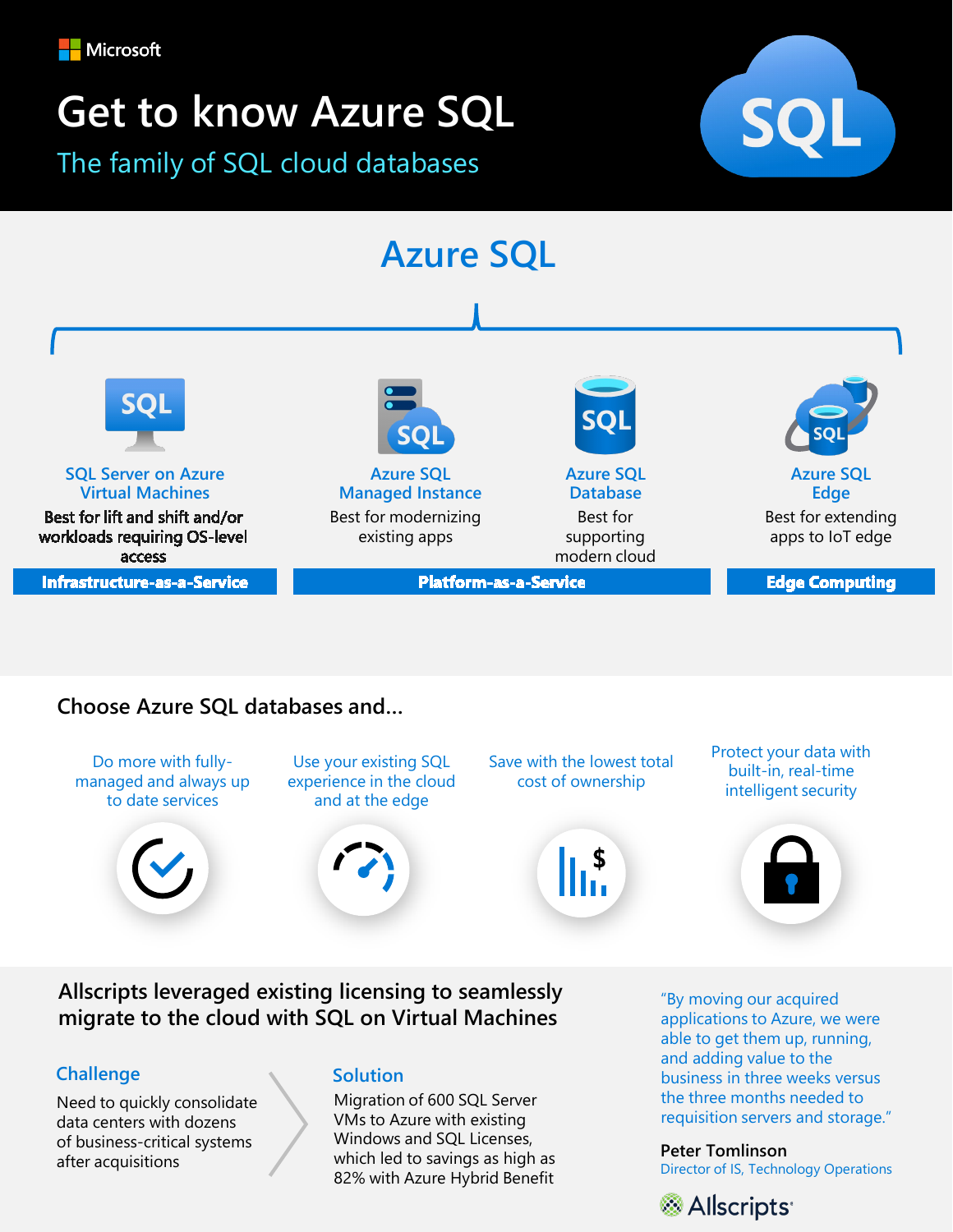Microsoft

# Get to know Azure SQL

## The family of SQL cloud databases

## Azure SQL

**SQL Server on Azure Virtual Machines**
Best for lift and shift and/or workloads requiring OS-level access

**Azure SQL Managed Instance**
Best for modernizing existing apps

**Azure SQL Database**
Best for supporting modern cloud

**Azure SQL Edge**
Best for extending apps to IoT edge

| Infrastructure-as-a-Service | Platform-as-a-Service | Edge Computing |
|---|---|---|
| SQL Server on Azure Virtual Machines | Azure SQL Managed Instance, Azure SQL Database | Azure SQL Edge |

## Choose Azure SQL databases and...

- Do more with fully-managed and always up to date services
- Use your existing SQL experience in the cloud and at the edge
- Save with the lowest total cost of ownership
- Protect your data with built-in, real-time intelligent security

## Allscripts leveraged existing licensing to seamlessly migrate to the cloud with SQL on Virtual Machines

### Challenge

Need to quickly consolidate data centers with dozens of business-critical systems after acquisitions

### Solution

Migration of 600 SQL Server VMs to Azure with existing Windows and SQL Licenses, which led to savings as high as 82% with Azure Hybrid Benefit

"By moving our acquired applications to Azure, we were able to get them up, running, and adding value to the business in three weeks versus the three months needed to requisition servers and storage."

**Peter Tomlinson**
Director of IS, Technology Operations

Allscripts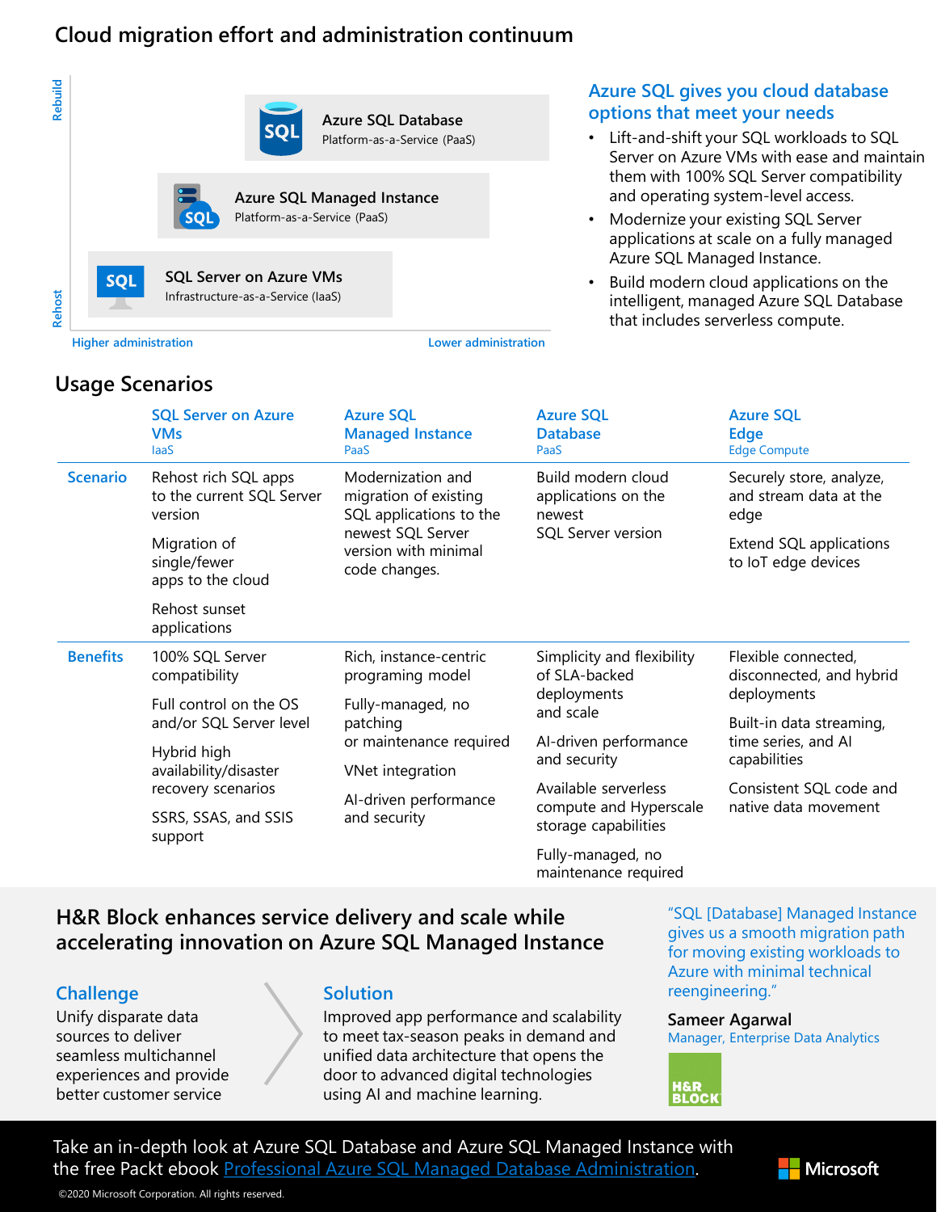## Cloud migration effort and administration continuum

Rebuild

**Azure SQL Database**
Platform-as-a-Service (PaaS)

**Azure SQL Managed Instance**
Platform-as-a-Service (PaaS)

**SQL Server on Azure VMs**
Infrastructure-as-a-Service (IaaS)

Rehost

Higher administration

Lower administration

### Azure SQL gives you cloud database options that meet your needs

- Lift-and-shift your SQL workloads to SQL Server on Azure VMs with ease and maintain them with 100% SQL Server compatibility and operating system-level access.
- Modernize your existing SQL Server applications at scale on a fully managed Azure SQL Managed Instance.
- Build modern cloud applications on the intelligent, managed Azure SQL Database that includes serverless compute.

## Usage Scenarios

| | SQL Server on Azure VMs<br>IaaS | Azure SQL Managed Instance<br>PaaS | Azure SQL Database<br>PaaS | Azure SQL Edge<br>Edge Compute |
|---|---|---|---|---|
| **Scenario** | Rehost rich SQL apps to the current SQL Server version<br><br>Migration of single/fewer apps to the cloud<br><br>Rehost sunset applications | Modernization and migration of existing SQL applications to the newest SQL Server version with minimal code changes. | Build modern cloud applications on the newest SQL Server version | Securely store, analyze, and stream data at the edge<br><br>Extend SQL applications to IoT edge devices |
| **Benefits** | 100% SQL Server compatibility<br><br>Full control on the OS and/or SQL Server level<br><br>Hybrid high availability/disaster recovery scenarios<br><br>SSRS, SSAS, and SSIS support | Rich, instance-centric programing model<br><br>Fully-managed, no patching or maintenance required<br><br>VNet integration<br><br>AI-driven performance and security | Simplicity and flexibility of SLA-backed deployments and scale<br><br>AI-driven performance and security<br><br>Available serverless compute and Hyperscale storage capabilities<br><br>Fully-managed, no maintenance required | Flexible connected, disconnected, and hybrid deployments<br><br>Built-in data streaming, time series, and AI capabilities<br><br>Consistent SQL code and native data movement |

## H&R Block enhances service delivery and scale while accelerating innovation on Azure SQL Managed Instance

### Challenge

Unify disparate data sources to deliver seamless multichannel experiences and provide better customer service

### Solution

Improved app performance and scalability to meet tax-season peaks in demand and unified data architecture that opens the door to advanced digital technologies using AI and machine learning.

"SQL [Database] Managed Instance gives us a smooth migration path for moving existing workloads to Azure with minimal technical reengineering."

**Sameer Agarwal**
Manager, Enterprise Data Analytics

H&R BLOCK

Take an in-depth look at Azure SQL Database and Azure SQL Managed Instance with the free Packt ebook [Professional Azure SQL Managed Database Administration](#).

Microsoft

©2020 Microsoft Corporation. All rights reserved.